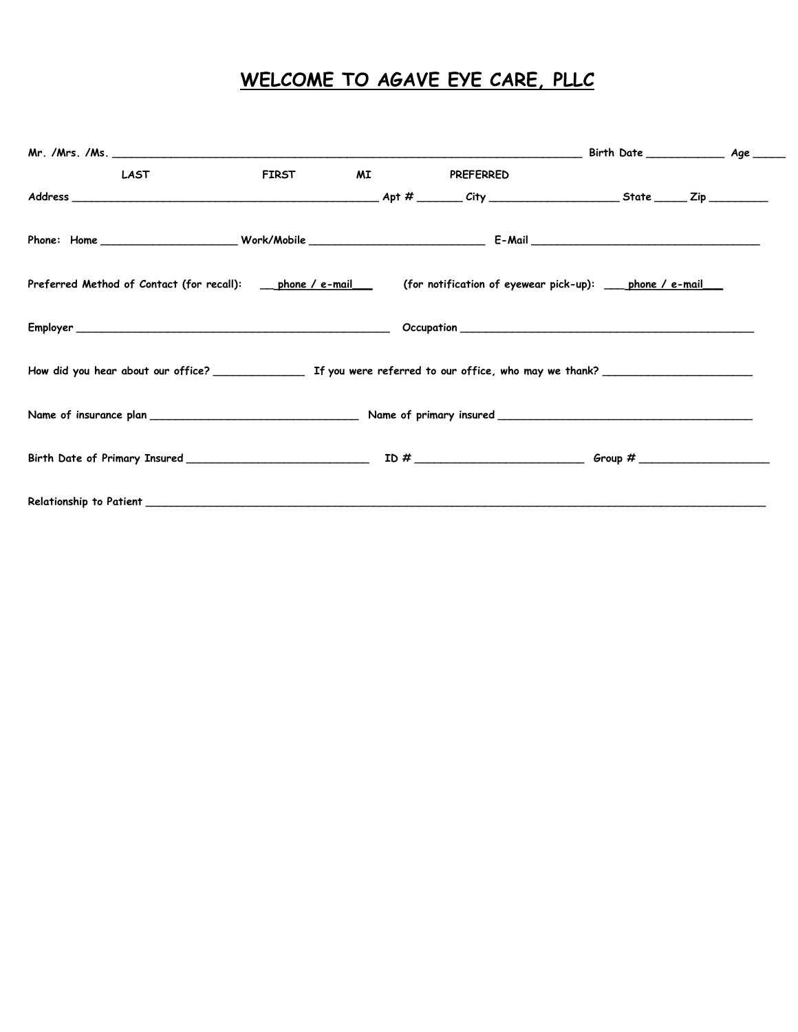# WELCOME TO AGAVE EYE CARE, PLLC

Mr. /Mrs. /Ms. ______________________________________________________________________ Birth Date ____________ Age _____

LAST FIRST MI PREFERRED

Address _______________________________________________ Apt # _______ City ___________________ State _____ Zip _________

Phone: Home ____________________ Work/Mobile ___________________________ E-Mail ___________________________________

Preferred Method of Contact (for recall): __phone / e-mail___ (for notification of eyewear pick-up): ___phone / e-mail___

Employer _______________________________________________ Occupation ____________________________________________

How did you hear about our office? ______________ If you were referred to our office, who may we thank? _______________________

Name of insurance plan ________________________________ Name of primary insured ______________________________________

Birth Date of Primary Insured ____________________________ ID # _________________________ Group # ____________________

Relationship to Patient ____________________________________________________________________________________________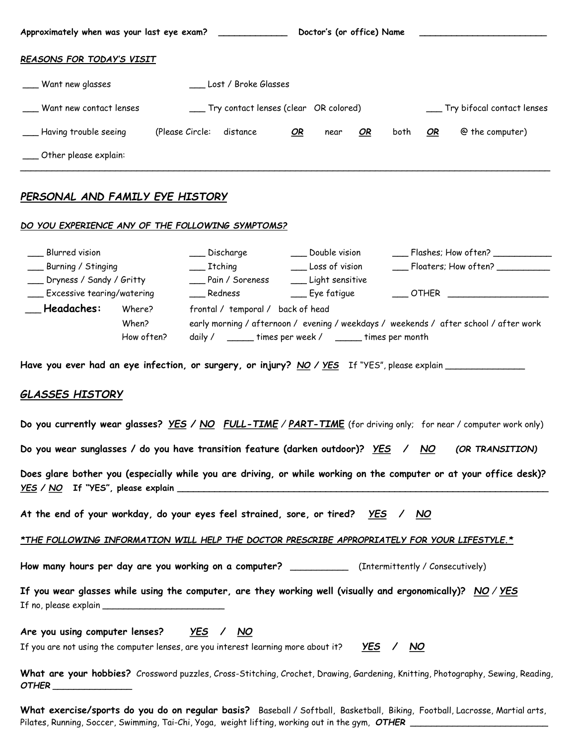**Approximately when was your last eye exam?** _____________ **Doctor's (or office) Name** ________________________

***REASONS FOR TODAY'S VISIT***

___ Want new glasses ___ Lost / Broke Glasses

___ Want new contact lenses ___ Try contact lenses (clear OR colored) ___ Try bifocal contact lenses

___ Having trouble seeing (Please Circle: distance ***OR*** near ***OR*** both ***OR*** @ the computer)

___ Other please explain: ____________________________________________________________________________________________

## *PERSONAL AND FAMILY EYE HISTORY*

***DO YOU EXPERIENCE ANY OF THE FOLLOWING SYMPTOMS?***

| | | | |
|---|---|---|---|
| ___ Blurred vision | ___ Discharge | ___ Double vision | ___ Flashes; How often? ___________ |
| ___ Burning / Stinging | ___ Itching | ___ Loss of vision | ___ Floaters; How often? __________ |
| ___ Dryness / Sandy / Gritty | ___ Pain / Soreness | ___ Light sensitive | |
| ___ Excessive tearing/watering | ___ Redness | ___ Eye fatigue | ___ OTHER ___________________ |

___ **Headaches:** Where? frontal / temporal / back of head

When? early morning / afternoon / evening / weekdays / weekends / after school / after work

How often? daily / _____ times per week / _____ times per month

**Have you ever had an eye infection, or surgery, or injury? *NO / YES*** If "YES", please explain _______________

## *GLASSES HISTORY*

**Do you currently wear glasses? *YES / NO FULL-TIME / PART-TIME*** (for driving only; for near / computer work only)

**Do you wear sunglasses / do you have transition feature (darken outdoor)? *YES / NO (OR TRANSITION)***

**Does glare bother you (especially while you are driving, or while working on the computer or at your office desk)? *YES / NO* If "YES", please explain** ______________________________________________________________________

**At the end of your workday, do your eyes feel strained, sore, or tired? *YES / NO***

***\*THE FOLLOWING INFORMATION WILL HELP THE DOCTOR PRESCRIBE APPROPRIATELY FOR YOUR LIFESTYLE.\****

**How many hours per day are you working on a computer?** __________ (Intermittently / Consecutively)

**If you wear glasses while using the computer, are they working well (visually and ergonomically)? *NO / YES***
If no, please explain _______________________

**Are you using computer lenses? *YES / NO***
If you are not using the computer lenses, are you interest learning more about it? ***YES / NO***

**What are your hobbies?** Crossword puzzles, Cross-Stitching, Crochet, Drawing, Gardening, Knitting, Photography, Sewing, Reading, ***OTHER*** _______________

**What exercise/sports do you do on regular basis?** Baseball / Softball, Basketball, Biking, Football, Lacrosse, Martial arts, Pilates, Running, Soccer, Swimming, Tai-Chi, Yoga, weight lifting, working out in the gym, ***OTHER*** __________________________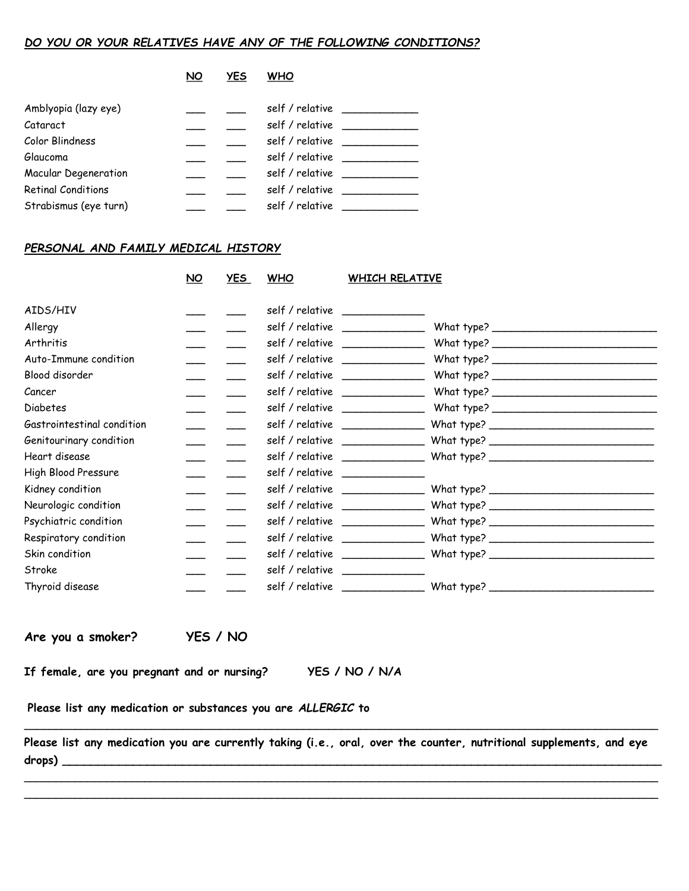***DO YOU OR YOUR RELATIVES HAVE ANY OF THE FOLLOWING CONDITIONS?***

| | NO | YES | WHO | |
|---|---|---|---|---|
| Amblyopia (lazy eye) | ___ | ___ | self / relative | ___________ |
| Cataract | ___ | ___ | self / relative | ___________ |
| Color Blindness | ___ | ___ | self / relative | ___________ |
| Glaucoma | ___ | ___ | self / relative | ___________ |
| Macular Degeneration | ___ | ___ | self / relative | ___________ |
| Retinal Conditions | ___ | ___ | self / relative | ___________ |
| Strabismus (eye turn) | ___ | ___ | self / relative | ___________ |

***PERSONAL AND FAMILY MEDICAL HISTORY***

| | NO | YES | WHO | WHICH RELATIVE | |
|---|---|---|---|---|---|
| AIDS/HIV | ___ | ___ | self / relative | ____________ | |
| Allergy | ___ | ___ | self / relative | ____________ | What type? ________________________ |
| Arthritis | ___ | ___ | self / relative | ____________ | What type? ________________________ |
| Auto-Immune condition | ___ | ___ | self / relative | ____________ | What type? ________________________ |
| Blood disorder | ___ | ___ | self / relative | ____________ | What type? ________________________ |
| Cancer | ___ | ___ | self / relative | ____________ | What type? ________________________ |
| Diabetes | ___ | ___ | self / relative | ____________ | What type? ________________________ |
| Gastrointestinal condition | ___ | ___ | self / relative | ____________ | What type? ________________________ |
| Genitourinary condition | ___ | ___ | self / relative | ____________ | What type? ________________________ |
| Heart disease | ___ | ___ | self / relative | ____________ | What type? ________________________ |
| High Blood Pressure | ___ | ___ | self / relative | ____________ | |
| Kidney condition | ___ | ___ | self / relative | ____________ | What type? ________________________ |
| Neurologic condition | ___ | ___ | self / relative | ____________ | What type? ________________________ |
| Psychiatric condition | ___ | ___ | self / relative | ____________ | What type? ________________________ |
| Respiratory condition | ___ | ___ | self / relative | ____________ | What type? ________________________ |
| Skin condition | ___ | ___ | self / relative | ____________ | What type? ________________________ |
| Stroke | ___ | ___ | self / relative | ____________ | |
| Thyroid disease | ___ | ___ | self / relative | ____________ | What type? ________________________ |

**Are you a smoker? YES / NO**

**If female, are you pregnant and or nursing? YES / NO / N/A**

**Please list any medication or substances you are *ALLERGIC* to**

_____________________________________________________________________________________________

**Please list any medication you are currently taking (i.e., oral, over the counter, nutritional supplements, and eye drops)** ________________________________________________________________________________

_____________________________________________________________________________________________

_____________________________________________________________________________________________